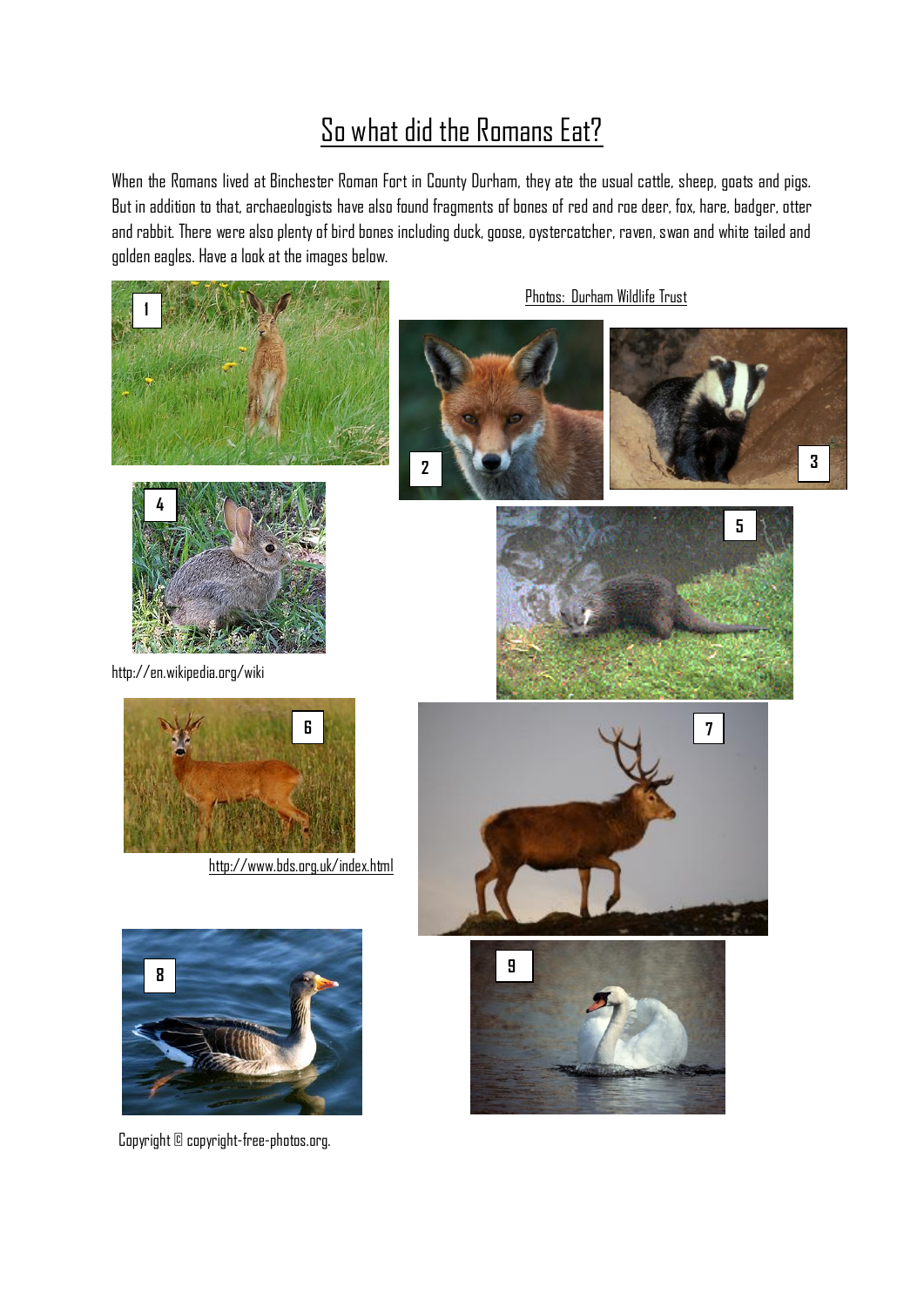# So what did the Romans Eat?

When the Romans lived at Binchester Roman Fort in County Durham, they ate the usual cattle, sheep, goats and pigs. But in addition to that, archaeologists have also found fragments of bones of red and roe deer, fox, hare, badger, otter and rabbit. There were also plenty of bird bones including duck, goose, oystercatcher, raven, swan and white tailed and golden eagles. Have a look at the images below.

Photos: Durham Wildlife Trust

1

2

3

4

http://en.wikipedia.org/wiki

5

6

http://www.bds.org.uk/index.html

7

8

9

Copyright © copyright-free-photos.org.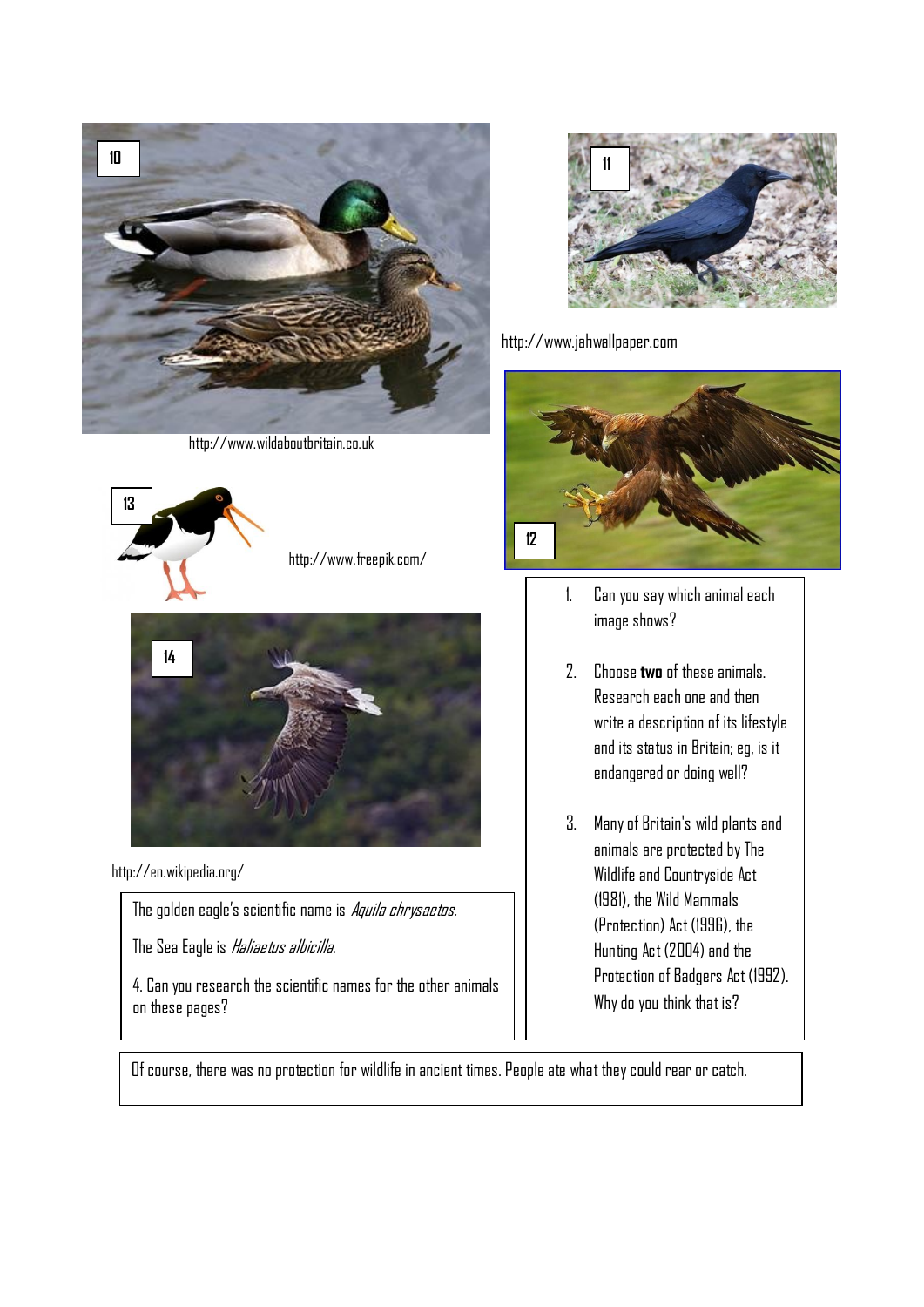10

http://www.wildaboutbritain.co.uk

11

http://www.jahwallpaper.com

12

13

http://www.freepik.com/

14

http://en.wikipedia.org/

1. Can you say which animal each image shows?

2. Choose **two** of these animals. Research each one and then write a description of its lifestyle and its status in Britain; eg. is it endangered or doing well?

3. Many of Britain's wild plants and animals are protected by The Wildlife and Countryside Act (1981), the Wild Mammals (Protection) Act (1996), the Hunting Act (2004) and the Protection of Badgers Act (1992). Why do you think that is?

The golden eagle's scientific name is *Aquila chrysaetos*.

The Sea Eagle is *Haliaetus albicilla*.

4. Can you research the scientific names for the other animals on these pages?

Of course, there was no protection for wildlife in ancient times. People ate what they could rear or catch.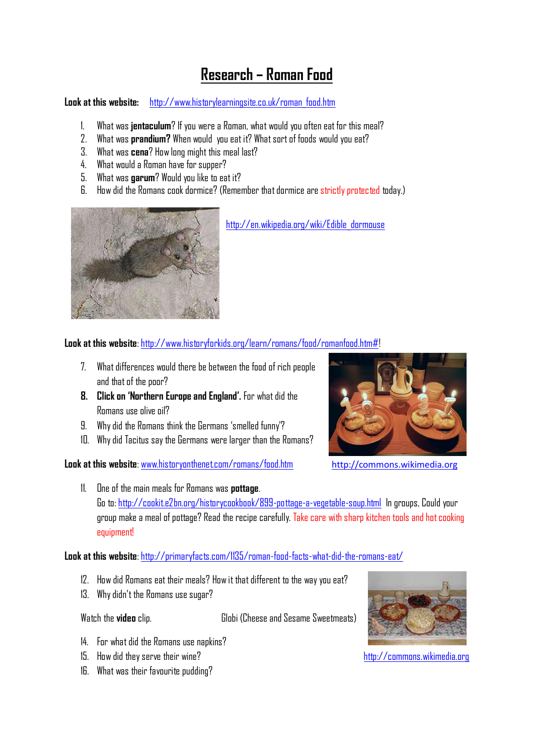# Research – Roman Food

**Look at this website:** http://www.historylearningsite.co.uk/roman_food.htm

1. What was **jentaculum**? If you were a Roman, what would you often eat for this meal?
2. What was **prandium?** When would you eat it? What sort of foods would you eat?
3. What was **cena**? How long might this meal last?
4. What would a Roman have for supper?
5. What was **garum**? Would you like to eat it?
6. How did the Romans cook dormice? (Remember that dormice are strictly protected today.)

http://en.wikipedia.org/wiki/Edible_dormouse

**Look at this website**: http://www.historyforkids.org/learn/romans/food/romanfood.htm#!

7. What differences would there be between the food of rich people and that of the poor?
8. **Click on 'Northern Europe and England'.** For what did the Romans use olive oil?
9. Why did the Romans think the Germans 'smelled funny'?
10. Why did Tacitus say the Germans were larger than the Romans?

http://commons.wikimedia.org

**Look at this website**: www.historyonthenet.com/romans/food.htm

11. One of the main meals for Romans was **pottage**.
    Go to: http://cookit.e2bn.org/historycookbook/899-pottage-a-vegetable-soup.html In groups, Could your group make a meal of pottage? Read the recipe carefully. Take care with sharp kitchen tools and hot cooking equipment!

**Look at this website**: http://primaryfacts.com/1135/roman-food-facts-what-did-the-romans-eat/

12. How did Romans eat their meals? How it that different to the way you eat?
13. Why didn't the Romans use sugar?

Watch the **video** clip.

Globi (Cheese and Sesame Sweetmeats)

http://commons.wikimedia.org

14. For what did the Romans use napkins?
15. How did they serve their wine?
16. What was their favourite pudding?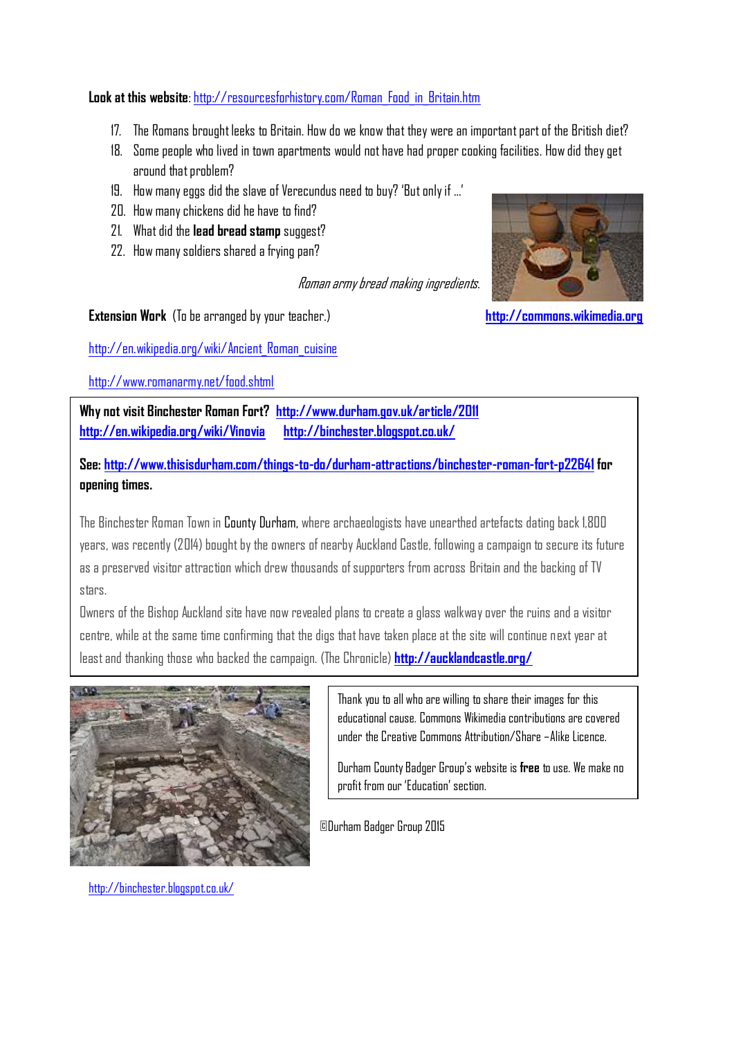**Look at this website**: http://resourcesforhistory.com/Roman_Food_in_Britain.htm

17. The Romans brought leeks to Britain. How do we know that they were an important part of the British diet?
18. Some people who lived in town apartments would not have had proper cooking facilities. How did they get around that problem?
19. How many eggs did the slave of Verecundus need to buy? 'But only if …'
20. How many chickens did he have to find?
21. What did the **lead bread stamp** suggest?
22. How many soldiers shared a frying pan?

*Roman army bread making ingredients.*

**http://commons.wikimedia.org**

**Extension Work** (To be arranged by your teacher.)

http://en.wikipedia.org/wiki/Ancient_Roman_cuisine

http://www.romanarmy.net/food.shtml

**Why not visit Binchester Roman Fort? http://www.durham.gov.uk/article/2011**
**http://en.wikipedia.org/wiki/Vinovia** **http://binchester.blogspot.co.uk/**

**See: http://www.thisisdurham.com/things-to-do/durham-attractions/binchester-roman-fort-p22641 for opening times.**

The Binchester Roman Town in County Durham, where archaeologists have unearthed artefacts dating back 1,800 years, was recently (2014) bought by the owners of nearby Auckland Castle, following a campaign to secure its future as a preserved visitor attraction which drew thousands of supporters from across Britain and the backing of TV stars.
Owners of the Bishop Auckland site have now revealed plans to create a glass walkway over the ruins and a visitor centre, while at the same time confirming that the digs that have taken place at the site will continue next year at least and thanking those who backed the campaign. (The Chronicle) **http://aucklandcastle.org/**

Thank you to all who are willing to share their images for this educational cause. Commons Wikimedia contributions are covered under the Creative Commons Attribution/Share –Alike Licence.

Durham County Badger Group's website is **free** to use. We make no profit from our 'Education' section.

©Durham Badger Group 2015

http://binchester.blogspot.co.uk/